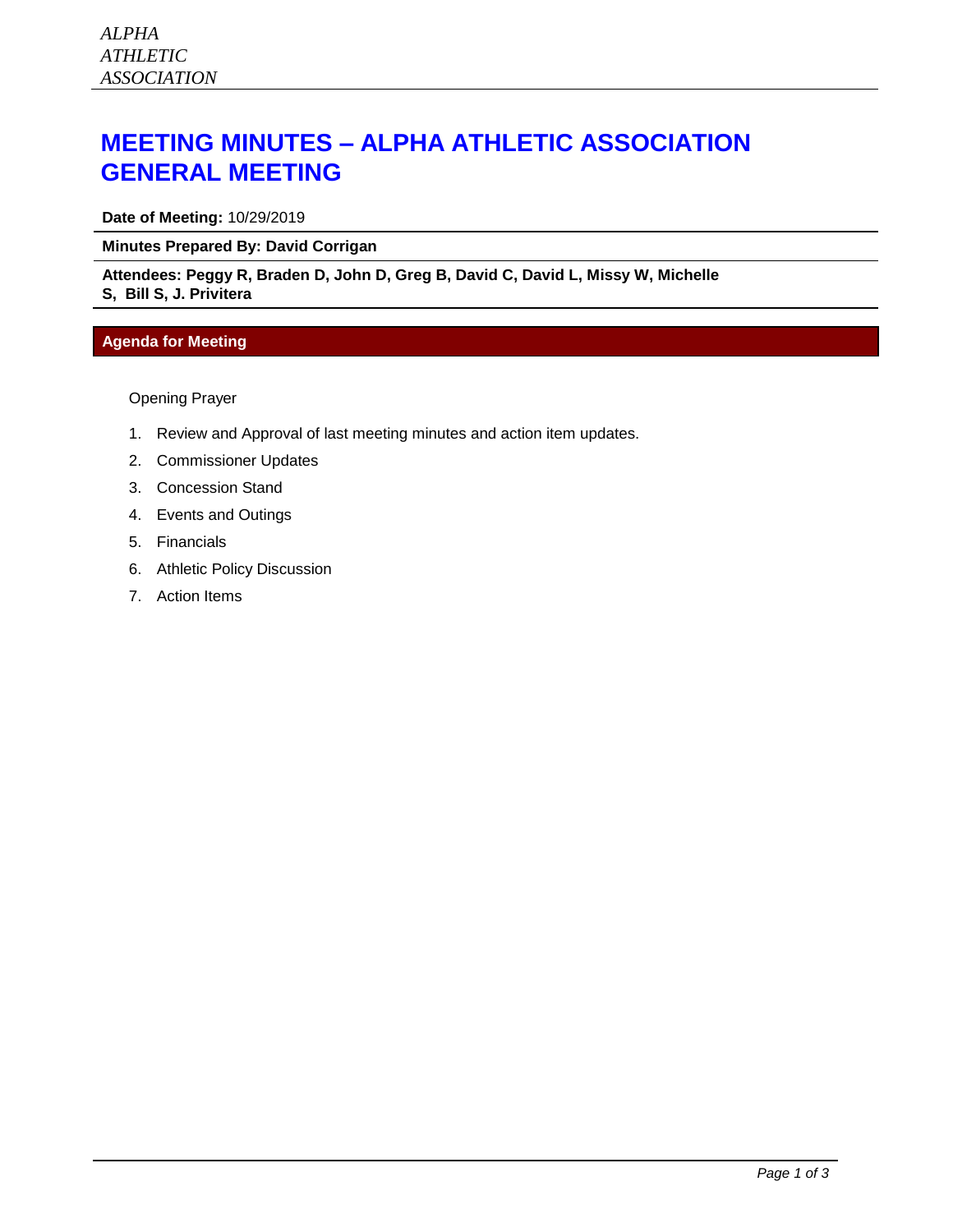*ALPHA ATHLETIC ASSOCIATION*

# MEETING MINUTES – ALPHA ATHLETIC ASSOCIATION GENERAL MEETING

**Date of Meeting:** 10/29/2019

**Minutes Prepared By: David Corrigan**

**Attendees: Peggy R, Braden D, John D, Greg B, David C, David L, Missy W, Michelle S, Bill S, J. Privitera**

## Agenda for Meeting

Opening Prayer

1. Review and Approval of last meeting minutes and action item updates.
2. Commissioner Updates
3. Concession Stand
4. Events and Outings
5. Financials
6. Athletic Policy Discussion
7. Action Items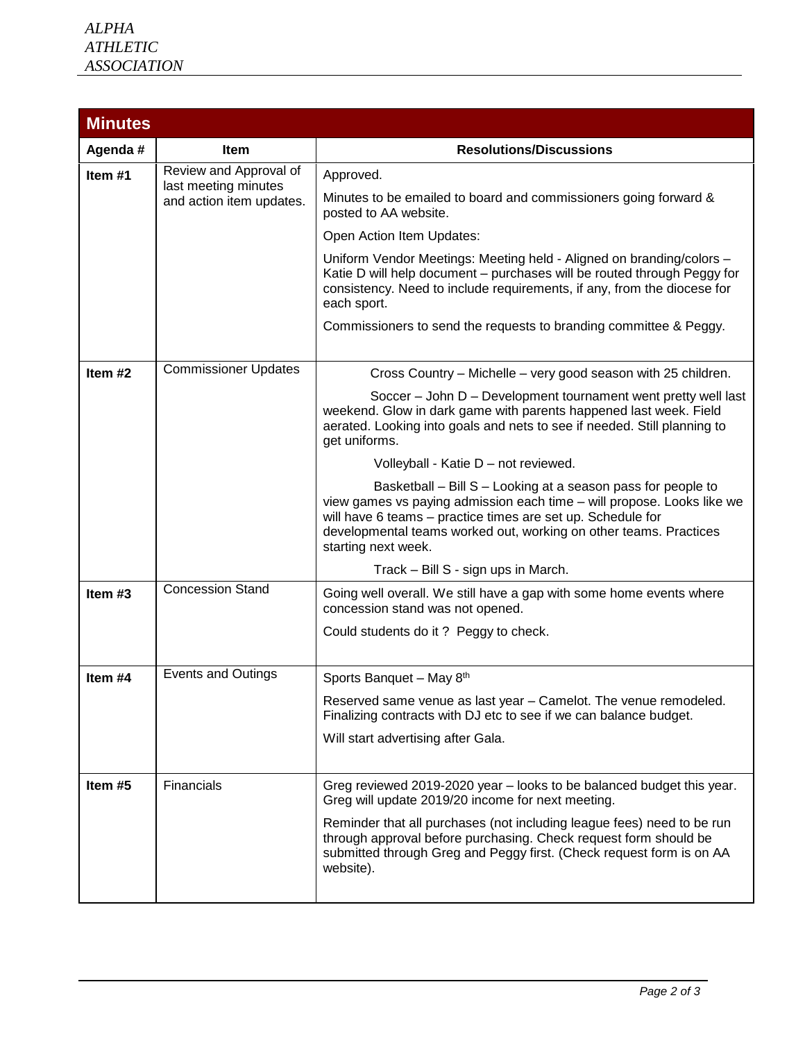*ALPHA ATHLETIC ASSOCIATION*

| Minutes | | |
|---|---|---|
| **Agenda #** | **Item** | **Resolutions/Discussions** |
| **Item #1** | Review and Approval of last meeting minutes and action item updates. | Approved.<br><br>Minutes to be emailed to board and commissioners going forward & posted to AA website.<br><br>Open Action Item Updates:<br><br>Uniform Vendor Meetings: Meeting held - Aligned on branding/colors – Katie D will help document – purchases will be routed through Peggy for consistency. Need to include requirements, if any, from the diocese for each sport.<br><br>Commissioners to send the requests to branding committee & Peggy. |
| **Item #2** | Commissioner Updates | Cross Country – Michelle – very good season with 25 children.<br><br>Soccer – John D – Development tournament went pretty well last weekend. Glow in dark game with parents happened last week. Field aerated. Looking into goals and nets to see if needed. Still planning to get uniforms.<br><br>Volleyball - Katie D – not reviewed.<br><br>Basketball – Bill S – Looking at a season pass for people to view games vs paying admission each time – will propose. Looks like we will have 6 teams – practice times are set up. Schedule for developmental teams worked out, working on other teams. Practices starting next week.<br><br>Track – Bill S - sign ups in March. |
| **Item #3** | Concession Stand | Going well overall. We still have a gap with some home events where concession stand was not opened.<br><br>Could students do it ? Peggy to check. |
| **Item #4** | Events and Outings | Sports Banquet – May 8th<br><br>Reserved same venue as last year – Camelot. The venue remodeled. Finalizing contracts with DJ etc to see if we can balance budget.<br><br>Will start advertising after Gala. |
| **Item #5** | Financials | Greg reviewed 2019-2020 year – looks to be balanced budget this year. Greg will update 2019/20 income for next meeting.<br><br>Reminder that all purchases (not including league fees) need to be run through approval before purchasing. Check request form should be submitted through Greg and Peggy first. (Check request form is on AA website). |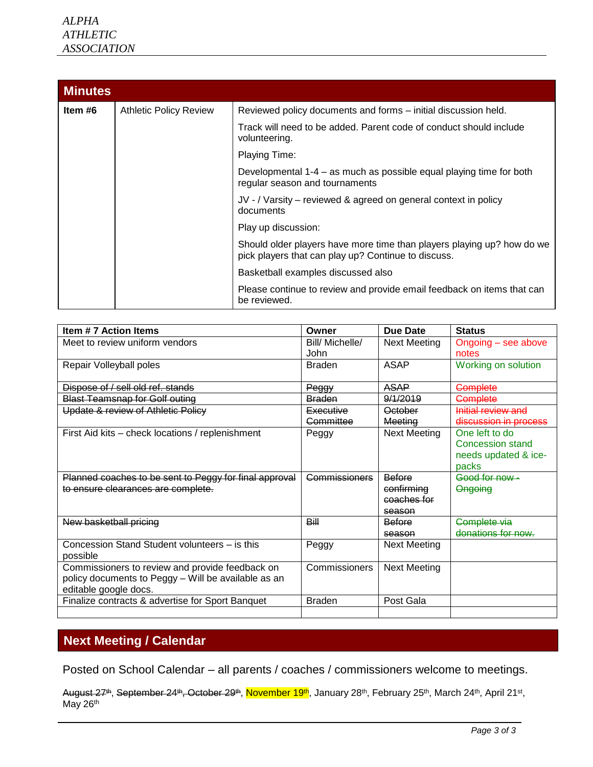*ALPHA ATHLETIC ASSOCIATION*

## Minutes

| | | |
|---|---|---|
| **Item #6** | Athletic Policy Review | Reviewed policy documents and forms – initial discussion held.<br><br>Track will need to be added. Parent code of conduct should include volunteering.<br><br>Playing Time:<br><br>Developmental 1-4 – as much as possible equal playing time for both regular season and tournaments<br><br>JV - / Varsity – reviewed & agreed on general context in policy documents<br><br>Play up discussion:<br><br>Should older players have more time than players playing up? how do we pick players that can play up? Continue to discuss.<br><br>Basketball examples discussed also<br><br>Please continue to review and provide email feedback on items that can be reviewed. |

| Item # 7 Action Items | Owner | Due Date | Status |
|---|---|---|---|
| Meet to review uniform vendors | Bill/ Michelle/ John | Next Meeting | Ongoing – see above notes |
| Repair Volleyball poles | Braden | ASAP | Working on solution |
| ~~Dispose of / sell old ref. stands~~ | ~~Peggy~~ | ~~ASAP~~ | ~~Complete~~ |
| ~~Blast Teamsnap for Golf outing~~ | ~~Braden~~ | ~~9/1/2019~~ | ~~Complete~~ |
| ~~Update & review of Athletic Policy~~ | ~~Executive Committee~~ | ~~October Meeting~~ | ~~Initial review and discussion in process~~ |
| First Aid kits – check locations / replenishment | Peggy | Next Meeting | One left to do Concession stand needs updated & ice-packs |
| ~~Planned coaches to be sent to Peggy for final approval to ensure clearances are complete.~~ | ~~Commissioners~~ | ~~Before confirming coaches for season~~ | ~~Good for now - Ongoing~~ |
| ~~New basketball pricing~~ | ~~Bill~~ | ~~Before season~~ | ~~Complete via donations for now.~~ |
| Concession Stand Student volunteers – is this possible | Peggy | Next Meeting | |
| Commissioners to review and provide feedback on policy documents to Peggy – Will be available as an editable google docs. | Commissioners | Next Meeting | |
| Finalize contracts & advertise for Sport Banquet | Braden | Post Gala | |
| | | | |

## Next Meeting / Calendar

Posted on School Calendar – all parents / coaches / commissioners welcome to meetings.

~~August 27th~~, ~~September 24th, October 29th~~, November 19th, January 28th, February 25th, March 24th, April 21st, May 26th